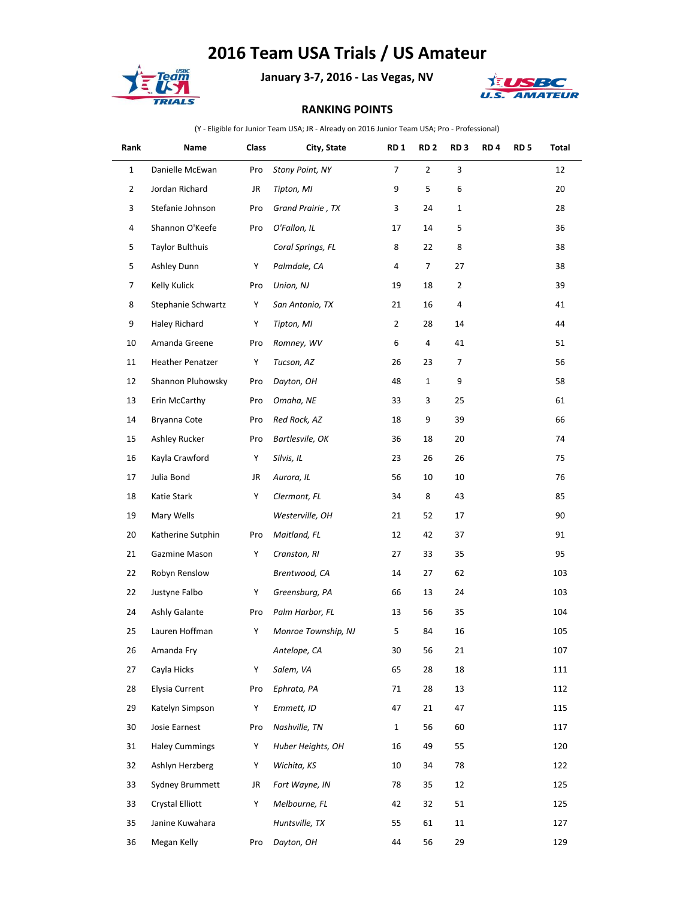# 2016 Team USA Trials / US Amateur

**January 3-7, 2016 - Las Vegas, NV**

**RANKING POINTS**

(Y - Eligible for Junior Team USA; JR - Already on 2016 Junior Team USA; Pro - Professional)

| Rank | Name | Class | City, State | RD 1 | RD 2 | RD 3 | RD 4 | RD 5 | Total |
|---|---|---|---|---|---|---|---|---|---|
| 1 | Danielle McEwan | Pro | *Stony Point, NY* | 7 | 2 | 3 | | | 12 |
| 2 | Jordan Richard | JR | *Tipton, MI* | 9 | 5 | 6 | | | 20 |
| 3 | Stefanie Johnson | Pro | *Grand Prairie , TX* | 3 | 24 | 1 | | | 28 |
| 4 | Shannon O'Keefe | Pro | *O'Fallon, IL* | 17 | 14 | 5 | | | 36 |
| 5 | Taylor Bulthuis | | *Coral Springs, FL* | 8 | 22 | 8 | | | 38 |
| 5 | Ashley Dunn | Y | *Palmdale, CA* | 4 | 7 | 27 | | | 38 |
| 7 | Kelly Kulick | Pro | *Union, NJ* | 19 | 18 | 2 | | | 39 |
| 8 | Stephanie Schwartz | Y | *San Antonio, TX* | 21 | 16 | 4 | | | 41 |
| 9 | Haley Richard | Y | *Tipton, MI* | 2 | 28 | 14 | | | 44 |
| 10 | Amanda Greene | Pro | *Romney, WV* | 6 | 4 | 41 | | | 51 |
| 11 | Heather Penatzer | Y | *Tucson, AZ* | 26 | 23 | 7 | | | 56 |
| 12 | Shannon Pluhowsky | Pro | *Dayton, OH* | 48 | 1 | 9 | | | 58 |
| 13 | Erin McCarthy | Pro | *Omaha, NE* | 33 | 3 | 25 | | | 61 |
| 14 | Bryanna Cote | Pro | *Red Rock, AZ* | 18 | 9 | 39 | | | 66 |
| 15 | Ashley Rucker | Pro | *Bartlesvile, OK* | 36 | 18 | 20 | | | 74 |
| 16 | Kayla Crawford | Y | *Silvis, IL* | 23 | 26 | 26 | | | 75 |
| 17 | Julia Bond | JR | *Aurora, IL* | 56 | 10 | 10 | | | 76 |
| 18 | Katie Stark | Y | *Clermont, FL* | 34 | 8 | 43 | | | 85 |
| 19 | Mary Wells | | *Westerville, OH* | 21 | 52 | 17 | | | 90 |
| 20 | Katherine Sutphin | Pro | *Maitland, FL* | 12 | 42 | 37 | | | 91 |
| 21 | Gazmine Mason | Y | *Cranston, RI* | 27 | 33 | 35 | | | 95 |
| 22 | Robyn Renslow | | *Brentwood, CA* | 14 | 27 | 62 | | | 103 |
| 22 | Justyne Falbo | Y | *Greensburg, PA* | 66 | 13 | 24 | | | 103 |
| 24 | Ashly Galante | Pro | *Palm Harbor, FL* | 13 | 56 | 35 | | | 104 |
| 25 | Lauren Hoffman | Y | *Monroe Township, NJ* | 5 | 84 | 16 | | | 105 |
| 26 | Amanda Fry | | *Antelope, CA* | 30 | 56 | 21 | | | 107 |
| 27 | Cayla Hicks | Y | *Salem, VA* | 65 | 28 | 18 | | | 111 |
| 28 | Elysia Current | Pro | *Ephrata, PA* | 71 | 28 | 13 | | | 112 |
| 29 | Katelyn Simpson | Y | *Emmett, ID* | 47 | 21 | 47 | | | 115 |
| 30 | Josie Earnest | Pro | *Nashville, TN* | 1 | 56 | 60 | | | 117 |
| 31 | Haley Cummings | Y | *Huber Heights, OH* | 16 | 49 | 55 | | | 120 |
| 32 | Ashlyn Herzberg | Y | *Wichita, KS* | 10 | 34 | 78 | | | 122 |
| 33 | Sydney Brummett | JR | *Fort Wayne, IN* | 78 | 35 | 12 | | | 125 |
| 33 | Crystal Elliott | Y | *Melbourne, FL* | 42 | 32 | 51 | | | 125 |
| 35 | Janine Kuwahara | | *Huntsville, TX* | 55 | 61 | 11 | | | 127 |
| 36 | Megan Kelly | Pro | *Dayton, OH* | 44 | 56 | 29 | | | 129 |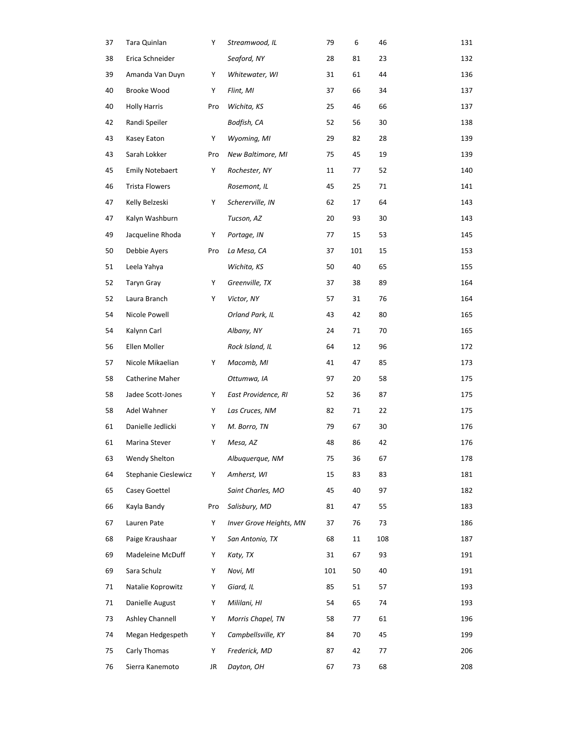| | | | | | | | |
|---|---|---|---|---|---|---|---|
| 37 | Tara Quinlan | Y | *Streamwood, IL* | 79 | 6 | 46 | 131 |
| 38 | Erica Schneider | | *Seaford, NY* | 28 | 81 | 23 | 132 |
| 39 | Amanda Van Duyn | Y | *Whitewater, WI* | 31 | 61 | 44 | 136 |
| 40 | Brooke Wood | Y | *Flint, MI* | 37 | 66 | 34 | 137 |
| 40 | Holly Harris | Pro | *Wichita, KS* | 25 | 46 | 66 | 137 |
| 42 | Randi Speiler | | *Bodfish, CA* | 52 | 56 | 30 | 138 |
| 43 | Kasey Eaton | Y | *Wyoming, MI* | 29 | 82 | 28 | 139 |
| 43 | Sarah Lokker | Pro | *New Baltimore, MI* | 75 | 45 | 19 | 139 |
| 45 | Emily Notebaert | Y | *Rochester, NY* | 11 | 77 | 52 | 140 |
| 46 | Trista Flowers | | *Rosemont, IL* | 45 | 25 | 71 | 141 |
| 47 | Kelly Belzeski | Y | *Schererville, IN* | 62 | 17 | 64 | 143 |
| 47 | Kalyn Washburn | | *Tucson, AZ* | 20 | 93 | 30 | 143 |
| 49 | Jacqueline Rhoda | Y | *Portage, IN* | 77 | 15 | 53 | 145 |
| 50 | Debbie Ayers | Pro | *La Mesa, CA* | 37 | 101 | 15 | 153 |
| 51 | Leela Yahya | | *Wichita, KS* | 50 | 40 | 65 | 155 |
| 52 | Taryn Gray | Y | *Greenville, TX* | 37 | 38 | 89 | 164 |
| 52 | Laura Branch | Y | *Victor, NY* | 57 | 31 | 76 | 164 |
| 54 | Nicole Powell | | *Orland Park, IL* | 43 | 42 | 80 | 165 |
| 54 | Kalynn Carl | | *Albany, NY* | 24 | 71 | 70 | 165 |
| 56 | Ellen Moller | | *Rock Island, IL* | 64 | 12 | 96 | 172 |
| 57 | Nicole Mikaelian | Y | *Macomb, MI* | 41 | 47 | 85 | 173 |
| 58 | Catherine Maher | | *Ottumwa, IA* | 97 | 20 | 58 | 175 |
| 58 | Jadee Scott-Jones | Y | *East Providence, RI* | 52 | 36 | 87 | 175 |
| 58 | Adel Wahner | Y | *Las Cruces, NM* | 82 | 71 | 22 | 175 |
| 61 | Danielle Jedlicki | Y | *M. Borro, TN* | 79 | 67 | 30 | 176 |
| 61 | Marina Stever | Y | *Mesa, AZ* | 48 | 86 | 42 | 176 |
| 63 | Wendy Shelton | | *Albuquerque, NM* | 75 | 36 | 67 | 178 |
| 64 | Stephanie Cieslewicz | Y | *Amherst, WI* | 15 | 83 | 83 | 181 |
| 65 | Casey Goettel | | *Saint Charles, MO* | 45 | 40 | 97 | 182 |
| 66 | Kayla Bandy | Pro | *Salisbury, MD* | 81 | 47 | 55 | 183 |
| 67 | Lauren Pate | Y | *Inver Grove Heights, MN* | 37 | 76 | 73 | 186 |
| 68 | Paige Kraushaar | Y | *San Antonio, TX* | 68 | 11 | 108 | 187 |
| 69 | Madeleine McDuff | Y | *Katy, TX* | 31 | 67 | 93 | 191 |
| 69 | Sara Schulz | Y | *Novi, MI* | 101 | 50 | 40 | 191 |
| 71 | Natalie Koprowitz | Y | *Giard, IL* | 85 | 51 | 57 | 193 |
| 71 | Danielle August | Y | *Mililani, HI* | 54 | 65 | 74 | 193 |
| 73 | Ashley Channell | Y | *Morris Chapel, TN* | 58 | 77 | 61 | 196 |
| 74 | Megan Hedgespeth | Y | *Campbellsville, KY* | 84 | 70 | 45 | 199 |
| 75 | Carly Thomas | Y | *Frederick, MD* | 87 | 42 | 77 | 206 |
| 76 | Sierra Kanemoto | JR | *Dayton, OH* | 67 | 73 | 68 | 208 |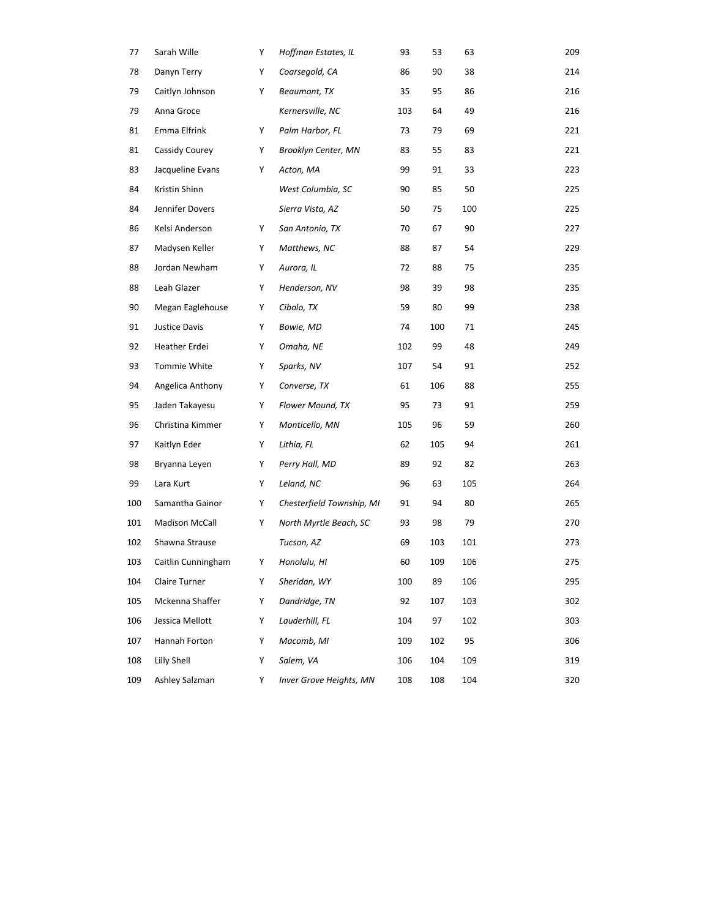| | | | | | | | | |
|---|---|---|---|---|---|---|---|---|
| 77 | Sarah Wille | Y | *Hoffman Estates, IL* | 93 | 53 | 63 | | 209 |
| 78 | Danyn Terry | Y | *Coarsegold, CA* | 86 | 90 | 38 | | 214 |
| 79 | Caitlyn Johnson | Y | *Beaumont, TX* | 35 | 95 | 86 | | 216 |
| 79 | Anna Groce | | *Kernersville, NC* | 103 | 64 | 49 | | 216 |
| 81 | Emma Elfrink | Y | *Palm Harbor, FL* | 73 | 79 | 69 | | 221 |
| 81 | Cassidy Courey | Y | *Brooklyn Center, MN* | 83 | 55 | 83 | | 221 |
| 83 | Jacqueline Evans | Y | *Acton, MA* | 99 | 91 | 33 | | 223 |
| 84 | Kristin Shinn | | *West Columbia, SC* | 90 | 85 | 50 | | 225 |
| 84 | Jennifer Dovers | | *Sierra Vista, AZ* | 50 | 75 | 100 | | 225 |
| 86 | Kelsi Anderson | Y | *San Antonio, TX* | 70 | 67 | 90 | | 227 |
| 87 | Madysen Keller | Y | *Matthews, NC* | 88 | 87 | 54 | | 229 |
| 88 | Jordan Newham | Y | *Aurora, IL* | 72 | 88 | 75 | | 235 |
| 88 | Leah Glazer | Y | *Henderson, NV* | 98 | 39 | 98 | | 235 |
| 90 | Megan Eaglehouse | Y | *Cibolo, TX* | 59 | 80 | 99 | | 238 |
| 91 | Justice Davis | Y | *Bowie, MD* | 74 | 100 | 71 | | 245 |
| 92 | Heather Erdei | Y | *Omaha, NE* | 102 | 99 | 48 | | 249 |
| 93 | Tommie White | Y | *Sparks, NV* | 107 | 54 | 91 | | 252 |
| 94 | Angelica Anthony | Y | *Converse, TX* | 61 | 106 | 88 | | 255 |
| 95 | Jaden Takayesu | Y | *Flower Mound, TX* | 95 | 73 | 91 | | 259 |
| 96 | Christina Kimmer | Y | *Monticello, MN* | 105 | 96 | 59 | | 260 |
| 97 | Kaitlyn Eder | Y | *Lithia, FL* | 62 | 105 | 94 | | 261 |
| 98 | Bryanna Leyen | Y | *Perry Hall, MD* | 89 | 92 | 82 | | 263 |
| 99 | Lara Kurt | Y | *Leland, NC* | 96 | 63 | 105 | | 264 |
| 100 | Samantha Gainor | Y | *Chesterfield Township, MI* | 91 | 94 | 80 | | 265 |
| 101 | Madison McCall | Y | *North Myrtle Beach, SC* | 93 | 98 | 79 | | 270 |
| 102 | Shawna Strause | | *Tucson, AZ* | 69 | 103 | 101 | | 273 |
| 103 | Caitlin Cunningham | Y | *Honolulu, HI* | 60 | 109 | 106 | | 275 |
| 104 | Claire Turner | Y | *Sheridan, WY* | 100 | 89 | 106 | | 295 |
| 105 | Mckenna Shaffer | Y | *Dandridge, TN* | 92 | 107 | 103 | | 302 |
| 106 | Jessica Mellott | Y | *Lauderhill, FL* | 104 | 97 | 102 | | 303 |
| 107 | Hannah Forton | Y | *Macomb, MI* | 109 | 102 | 95 | | 306 |
| 108 | Lilly Shell | Y | *Salem, VA* | 106 | 104 | 109 | | 319 |
| 109 | Ashley Salzman | Y | *Inver Grove Heights, MN* | 108 | 108 | 104 | | 320 |